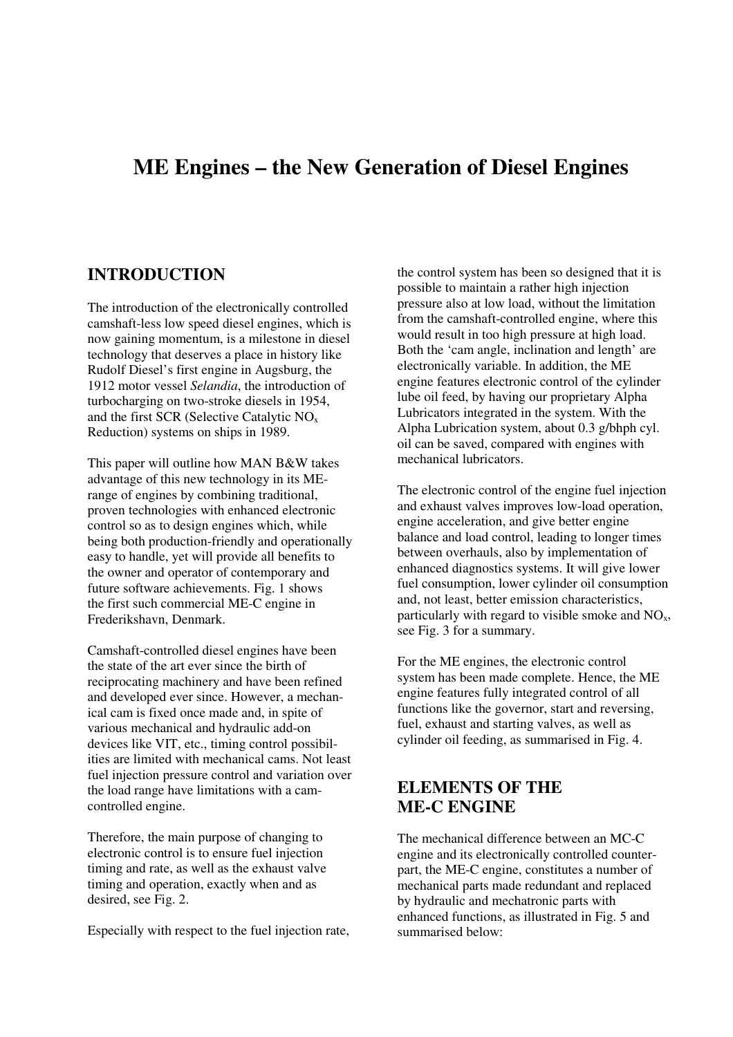# ME Engines – the New Generation of Diesel Engines

## INTRODUCTION

The introduction of the electronically controlled camshaft-less low speed diesel engines, which is now gaining momentum, is a milestone in diesel technology that deserves a place in history like Rudolf Diesel's first engine in Augsburg, the 1912 motor vessel *Selandia*, the introduction of turbocharging on two-stroke diesels in 1954, and the first SCR (Selective Catalytic $NO_x$ Reduction) systems on ships in 1989.

This paper will outline how MAN B&W takes advantage of this new technology in its ME-range of engines by combining traditional, proven technologies with enhanced electronic control so as to design engines which, while being both production-friendly and operationally easy to handle, yet will provide all benefits to the owner and operator of contemporary and future software achievements. Fig. 1 shows the first such commercial ME-C engine in Frederikshavn, Denmark.

Camshaft-controlled diesel engines have been the state of the art ever since the birth of reciprocating machinery and have been refined and developed ever since. However, a mechanical cam is fixed once made and, in spite of various mechanical and hydraulic add-on devices like VIT, etc., timing control possibilities are limited with mechanical cams. Not least fuel injection pressure control and variation over the load range have limitations with a cam-controlled engine.

Therefore, the main purpose of changing to electronic control is to ensure fuel injection timing and rate, as well as the exhaust valve timing and operation, exactly when and as desired, see Fig. 2.

Especially with respect to the fuel injection rate, the control system has been so designed that it is possible to maintain a rather high injection pressure also at low load, without the limitation from the camshaft-controlled engine, where this would result in too high pressure at high load. Both the 'cam angle, inclination and length' are electronically variable. In addition, the ME engine features electronic control of the cylinder lube oil feed, by having our proprietary Alpha Lubricators integrated in the system. With the Alpha Lubrication system, about 0.3 g/bhph cyl. oil can be saved, compared with engines with mechanical lubricators.

The electronic control of the engine fuel injection and exhaust valves improves low-load operation, engine acceleration, and give better engine balance and load control, leading to longer times between overhauls, also by implementation of enhanced diagnostics systems. It will give lower fuel consumption, lower cylinder oil consumption and, not least, better emission characteristics, particularly with regard to visible smoke and $NO_x$, see Fig. 3 for a summary.

For the ME engines, the electronic control system has been made complete. Hence, the ME engine features fully integrated control of all functions like the governor, start and reversing, fuel, exhaust and starting valves, as well as cylinder oil feeding, as summarised in Fig. 4.

## ELEMENTS OF THE ME-C ENGINE

The mechanical difference between an MC-C engine and its electronically controlled counterpart, the ME-C engine, constitutes a number of mechanical parts made redundant and replaced by hydraulic and mechatronic parts with enhanced functions, as illustrated in Fig. 5 and summarised below: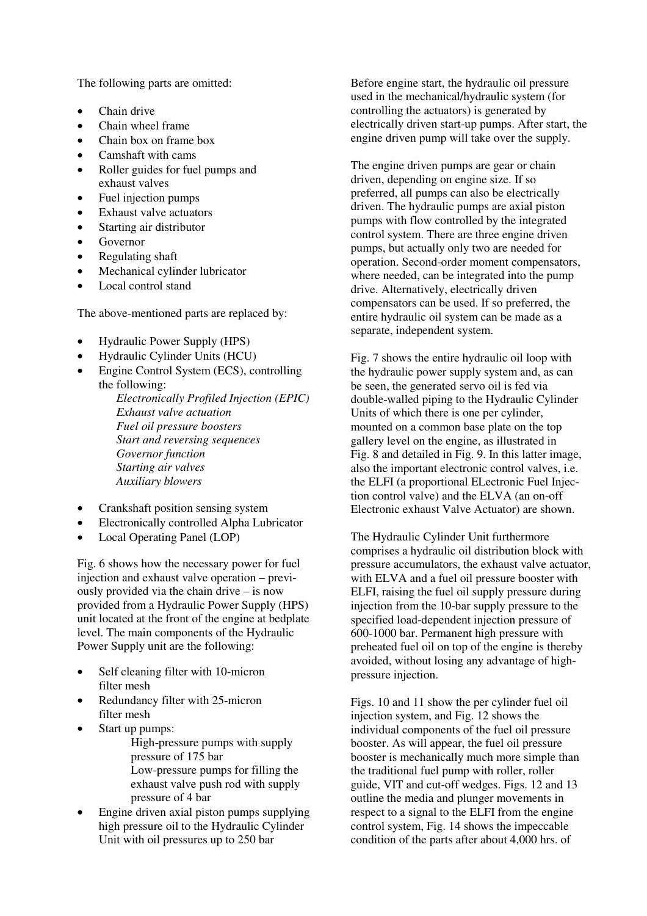The following parts are omitted:

- Chain drive
- Chain wheel frame
- Chain box on frame box
- Camshaft with cams
- Roller guides for fuel pumps and exhaust valves
- Fuel injection pumps
- Exhaust valve actuators
- Starting air distributor
- Governor
- Regulating shaft
- Mechanical cylinder lubricator
- Local control stand

The above-mentioned parts are replaced by:

- Hydraulic Power Supply (HPS)
- Hydraulic Cylinder Units (HCU)
- Engine Control System (ECS), controlling the following:
  - *Electronically Profiled Injection (EPIC)*
  - *Exhaust valve actuation*
  - *Fuel oil pressure boosters*
  - *Start and reversing sequences*
  - *Governor function*
  - *Starting air valves*
  - *Auxiliary blowers*
- Crankshaft position sensing system
- Electronically controlled Alpha Lubricator
- Local Operating Panel (LOP)

Fig. 6 shows how the necessary power for fuel injection and exhaust valve operation – previously provided via the chain drive – is now provided from a Hydraulic Power Supply (HPS) unit located at the front of the engine at bedplate level. The main components of the Hydraulic Power Supply unit are the following:

- Self cleaning filter with 10-micron filter mesh
- Redundancy filter with 25-micron filter mesh
- Start up pumps:
  - High-pressure pumps with supply pressure of 175 bar
  - Low-pressure pumps for filling the exhaust valve push rod with supply pressure of 4 bar
- Engine driven axial piston pumps supplying high pressure oil to the Hydraulic Cylinder Unit with oil pressures up to 250 bar

Before engine start, the hydraulic oil pressure used in the mechanical/hydraulic system (for controlling the actuators) is generated by electrically driven start-up pumps. After start, the engine driven pump will take over the supply.

The engine driven pumps are gear or chain driven, depending on engine size. If so preferred, all pumps can also be electrically driven. The hydraulic pumps are axial piston pumps with flow controlled by the integrated control system. There are three engine driven pumps, but actually only two are needed for operation. Second-order moment compensators, where needed, can be integrated into the pump drive. Alternatively, electrically driven compensators can be used. If so preferred, the entire hydraulic oil system can be made as a separate, independent system.

Fig. 7 shows the entire hydraulic oil loop with the hydraulic power supply system and, as can be seen, the generated servo oil is fed via double-walled piping to the Hydraulic Cylinder Units of which there is one per cylinder, mounted on a common base plate on the top gallery level on the engine, as illustrated in Fig. 8 and detailed in Fig. 9. In this latter image, also the important electronic control valves, i.e. the ELFI (a proportional ELectronic Fuel Injection control valve) and the ELVA (an on-off Electronic exhaust Valve Actuator) are shown.

The Hydraulic Cylinder Unit furthermore comprises a hydraulic oil distribution block with pressure accumulators, the exhaust valve actuator, with ELVA and a fuel oil pressure booster with ELFI, raising the fuel oil supply pressure during injection from the 10-bar supply pressure to the specified load-dependent injection pressure of 600-1000 bar. Permanent high pressure with preheated fuel oil on top of the engine is thereby avoided, without losing any advantage of high-pressure injection.

Figs. 10 and 11 show the per cylinder fuel oil injection system, and Fig. 12 shows the individual components of the fuel oil pressure booster. As will appear, the fuel oil pressure booster is mechanically much more simple than the traditional fuel pump with roller, roller guide, VIT and cut-off wedges. Figs. 12 and 13 outline the media and plunger movements in respect to a signal to the ELFI from the engine control system, Fig. 14 shows the impeccable condition of the parts after about 4,000 hrs. of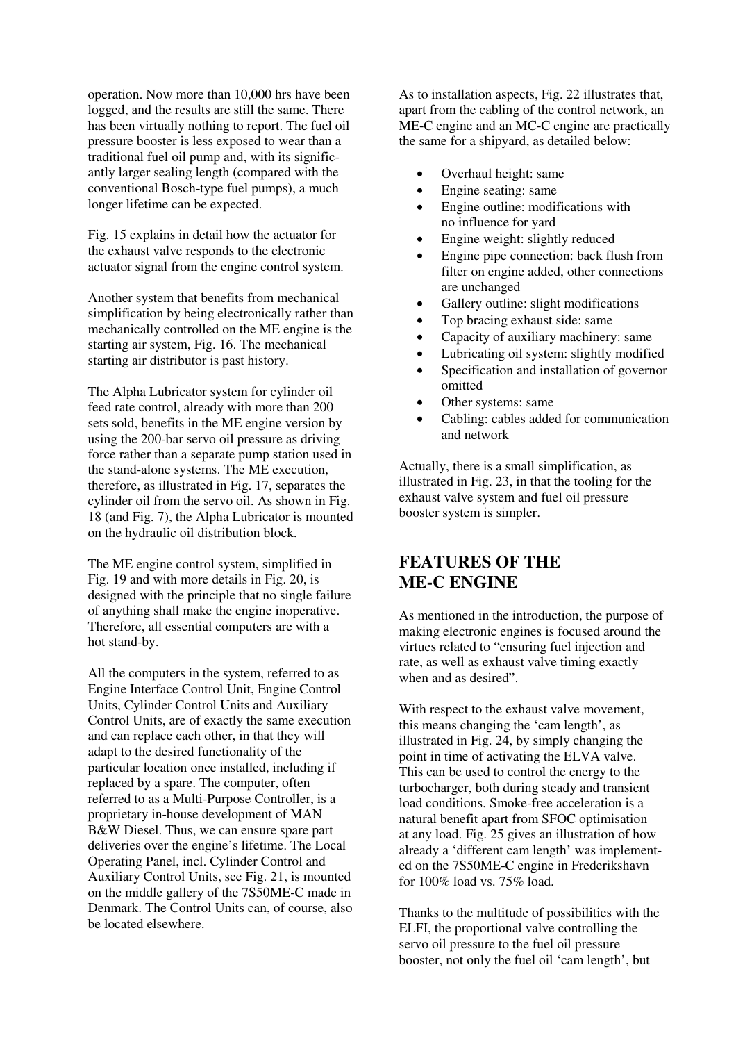operation. Now more than 10,000 hrs have been logged, and the results are still the same. There has been virtually nothing to report. The fuel oil pressure booster is less exposed to wear than a traditional fuel oil pump and, with its significantly larger sealing length (compared with the conventional Bosch-type fuel pumps), a much longer lifetime can be expected.

Fig. 15 explains in detail how the actuator for the exhaust valve responds to the electronic actuator signal from the engine control system.

Another system that benefits from mechanical simplification by being electronically rather than mechanically controlled on the ME engine is the starting air system, Fig. 16. The mechanical starting air distributor is past history.

The Alpha Lubricator system for cylinder oil feed rate control, already with more than 200 sets sold, benefits in the ME engine version by using the 200-bar servo oil pressure as driving force rather than a separate pump station used in the stand-alone systems. The ME execution, therefore, as illustrated in Fig. 17, separates the cylinder oil from the servo oil. As shown in Fig. 18 (and Fig. 7), the Alpha Lubricator is mounted on the hydraulic oil distribution block.

The ME engine control system, simplified in Fig. 19 and with more details in Fig. 20, is designed with the principle that no single failure of anything shall make the engine inoperative. Therefore, all essential computers are with a hot stand-by.

All the computers in the system, referred to as Engine Interface Control Unit, Engine Control Units, Cylinder Control Units and Auxiliary Control Units, are of exactly the same execution and can replace each other, in that they will adapt to the desired functionality of the particular location once installed, including if replaced by a spare. The computer, often referred to as a Multi-Purpose Controller, is a proprietary in-house development of MAN B&W Diesel. Thus, we can ensure spare part deliveries over the engine's lifetime. The Local Operating Panel, incl. Cylinder Control and Auxiliary Control Units, see Fig. 21, is mounted on the middle gallery of the 7S50ME-C made in Denmark. The Control Units can, of course, also be located elsewhere.

As to installation aspects, Fig. 22 illustrates that, apart from the cabling of the control network, an ME-C engine and an MC-C engine are practically the same for a shipyard, as detailed below:

- Overhaul height: same
- Engine seating: same
- Engine outline: modifications with no influence for yard
- Engine weight: slightly reduced
- Engine pipe connection: back flush from filter on engine added, other connections are unchanged
- Gallery outline: slight modifications
- Top bracing exhaust side: same
- Capacity of auxiliary machinery: same
- Lubricating oil system: slightly modified
- Specification and installation of governor omitted
- Other systems: same
- Cabling: cables added for communication and network

Actually, there is a small simplification, as illustrated in Fig. 23, in that the tooling for the exhaust valve system and fuel oil pressure booster system is simpler.

## FEATURES OF THE ME-C ENGINE

As mentioned in the introduction, the purpose of making electronic engines is focused around the virtues related to "ensuring fuel injection and rate, as well as exhaust valve timing exactly when and as desired".

With respect to the exhaust valve movement, this means changing the 'cam length', as illustrated in Fig. 24, by simply changing the point in time of activating the ELVA valve. This can be used to control the energy to the turbocharger, both during steady and transient load conditions. Smoke-free acceleration is a natural benefit apart from SFOC optimisation at any load. Fig. 25 gives an illustration of how already a 'different cam length' was implemented on the 7S50ME-C engine in Frederikshavn for 100% load vs. 75% load.

Thanks to the multitude of possibilities with the ELFI, the proportional valve controlling the servo oil pressure to the fuel oil pressure booster, not only the fuel oil 'cam length', but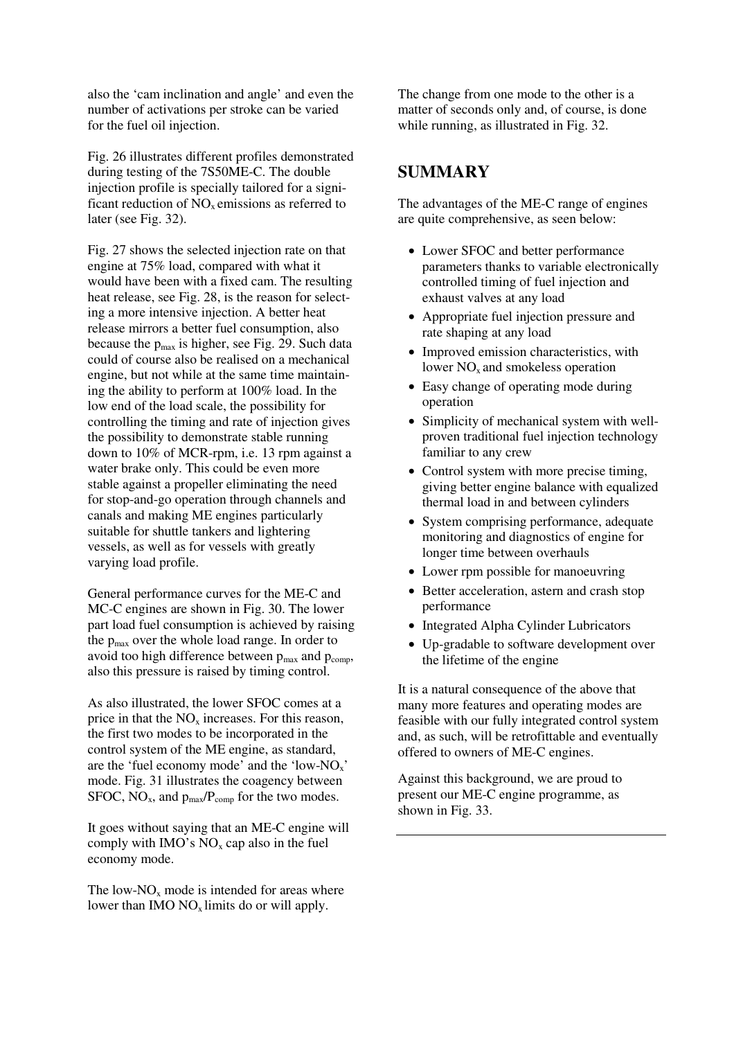also the 'cam inclination and angle' and even the number of activations per stroke can be varied for the fuel oil injection.

Fig. 26 illustrates different profiles demonstrated during testing of the 7S50ME-C. The double injection profile is specially tailored for a significant reduction of $NO_x$ emissions as referred to later (see Fig. 32).

Fig. 27 shows the selected injection rate on that engine at 75% load, compared with what it would have been with a fixed cam. The resulting heat release, see Fig. 28, is the reason for selecting a more intensive injection. A better heat release mirrors a better fuel consumption, also because the $p_{max}$ is higher, see Fig. 29. Such data could of course also be realised on a mechanical engine, but not while at the same time maintaining the ability to perform at 100% load. In the low end of the load scale, the possibility for controlling the timing and rate of injection gives the possibility to demonstrate stable running down to 10% of MCR-rpm, i.e. 13 rpm against a water brake only. This could be even more stable against a propeller eliminating the need for stop-and-go operation through channels and canals and making ME engines particularly suitable for shuttle tankers and lightering vessels, as well as for vessels with greatly varying load profile.

General performance curves for the ME-C and MC-C engines are shown in Fig. 30. The lower part load fuel consumption is achieved by raising the $p_{max}$ over the whole load range. In order to avoid too high difference between $p_{max}$ and $p_{comp}$, also this pressure is raised by timing control.

As also illustrated, the lower SFOC comes at a price in that the $NO_x$ increases. For this reason, the first two modes to be incorporated in the control system of the ME engine, as standard, are the 'fuel economy mode' and the 'low-$NO_x$' mode. Fig. 31 illustrates the coagency between SFOC, $NO_x$, and $p_{max}/P_{comp}$ for the two modes.

It goes without saying that an ME-C engine will comply with IMO's $NO_x$ cap also in the fuel economy mode.

The low-$NO_x$ mode is intended for areas where lower than IMO $NO_x$ limits do or will apply.

The change from one mode to the other is a matter of seconds only and, of course, is done while running, as illustrated in Fig. 32.

## SUMMARY

The advantages of the ME-C range of engines are quite comprehensive, as seen below:

- Lower SFOC and better performance parameters thanks to variable electronically controlled timing of fuel injection and exhaust valves at any load
- Appropriate fuel injection pressure and rate shaping at any load
- Improved emission characteristics, with lower $NO_x$ and smokeless operation
- Easy change of operating mode during operation
- Simplicity of mechanical system with well-proven traditional fuel injection technology familiar to any crew
- Control system with more precise timing, giving better engine balance with equalized thermal load in and between cylinders
- System comprising performance, adequate monitoring and diagnostics of engine for longer time between overhauls
- Lower rpm possible for manoeuvring
- Better acceleration, astern and crash stop performance
- Integrated Alpha Cylinder Lubricators
- Up-gradable to software development over the lifetime of the engine

It is a natural consequence of the above that many more features and operating modes are feasible with our fully integrated control system and, as such, will be retrofittable and eventually offered to owners of ME-C engines.

Against this background, we are proud to present our ME-C engine programme, as shown in Fig. 33.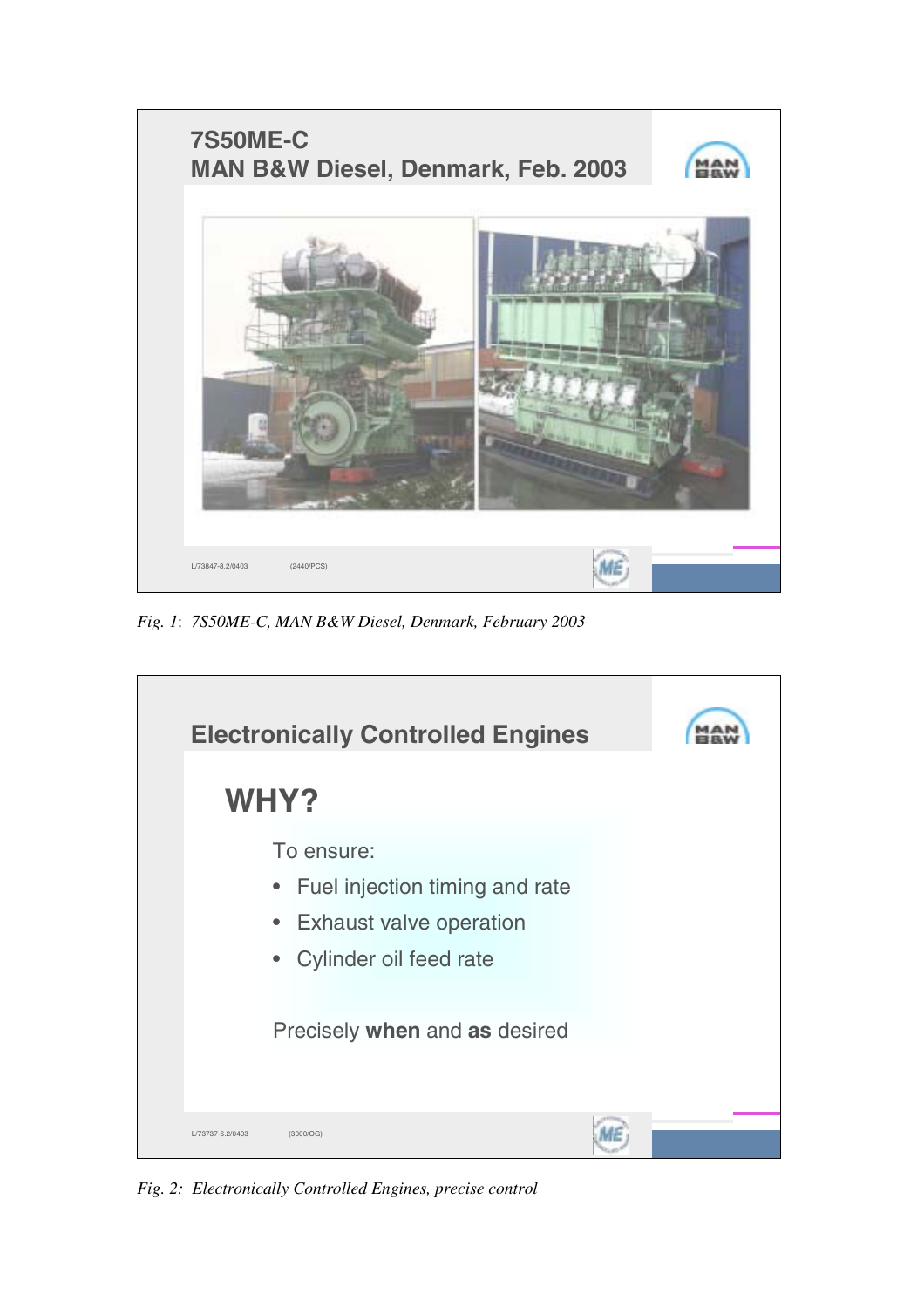## 7S50ME-C
## MAN B&W Diesel, Denmark, Feb. 2003

L/73847-8.2/0403 (2440/PCS)

*Fig. 1: 7S50ME-C, MAN B&W Diesel, Denmark, February 2003*

## Electronically Controlled Engines

### WHY?

To ensure:

- Fuel injection timing and rate
- Exhaust valve operation
- Cylinder oil feed rate

Precisely **when** and **as** desired

L/73737-6.2/0403 (3000/OG)

*Fig. 2: Electronically Controlled Engines, precise control*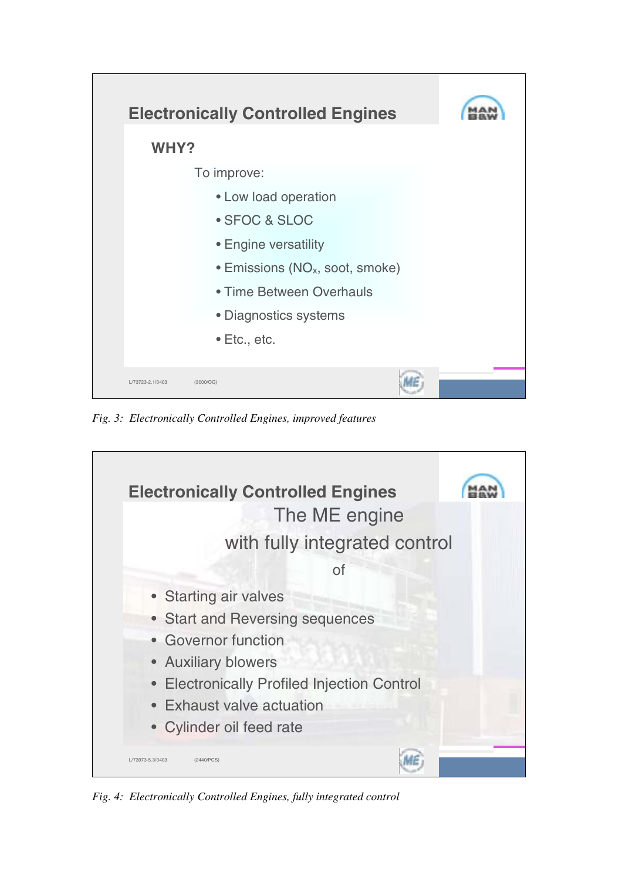## Electronically Controlled Engines

**WHY?**

To improve:

- Low load operation
- SFOC & SLOC
- Engine versatility
- Emissions ($NO_x$, soot, smoke)
- Time Between Overhauls
- Diagnostics systems
- Etc., etc.

L/73723-2.1/0403 (3000/OG)

*Fig. 3: Electronically Controlled Engines, improved features*

## Electronically Controlled Engines

The ME engine

with fully integrated control

of

- Starting air valves
- Start and Reversing sequences
- Governor function
- Auxiliary blowers
- Electronically Profiled Injection Control
- Exhaust valve actuation
- Cylinder oil feed rate

L/73973-5.3/0403 (2440/PCS)

*Fig. 4: Electronically Controlled Engines, fully integrated control*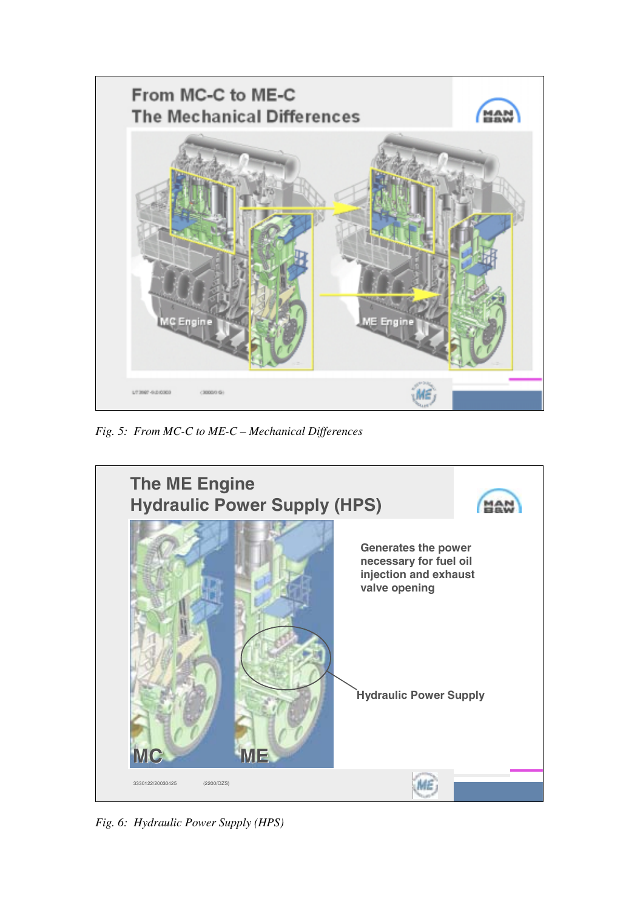## From MC-C to ME-C
## The Mechanical Differences

MC Engine

ME Engine

*Fig. 5: From MC-C to ME-C – Mechanical Differences*

## The ME Engine
## Hydraulic Power Supply (HPS)

Generates the power necessary for fuel oil injection and exhaust valve opening

Hydraulic Power Supply

MC

ME

*Fig. 6: Hydraulic Power Supply (HPS)*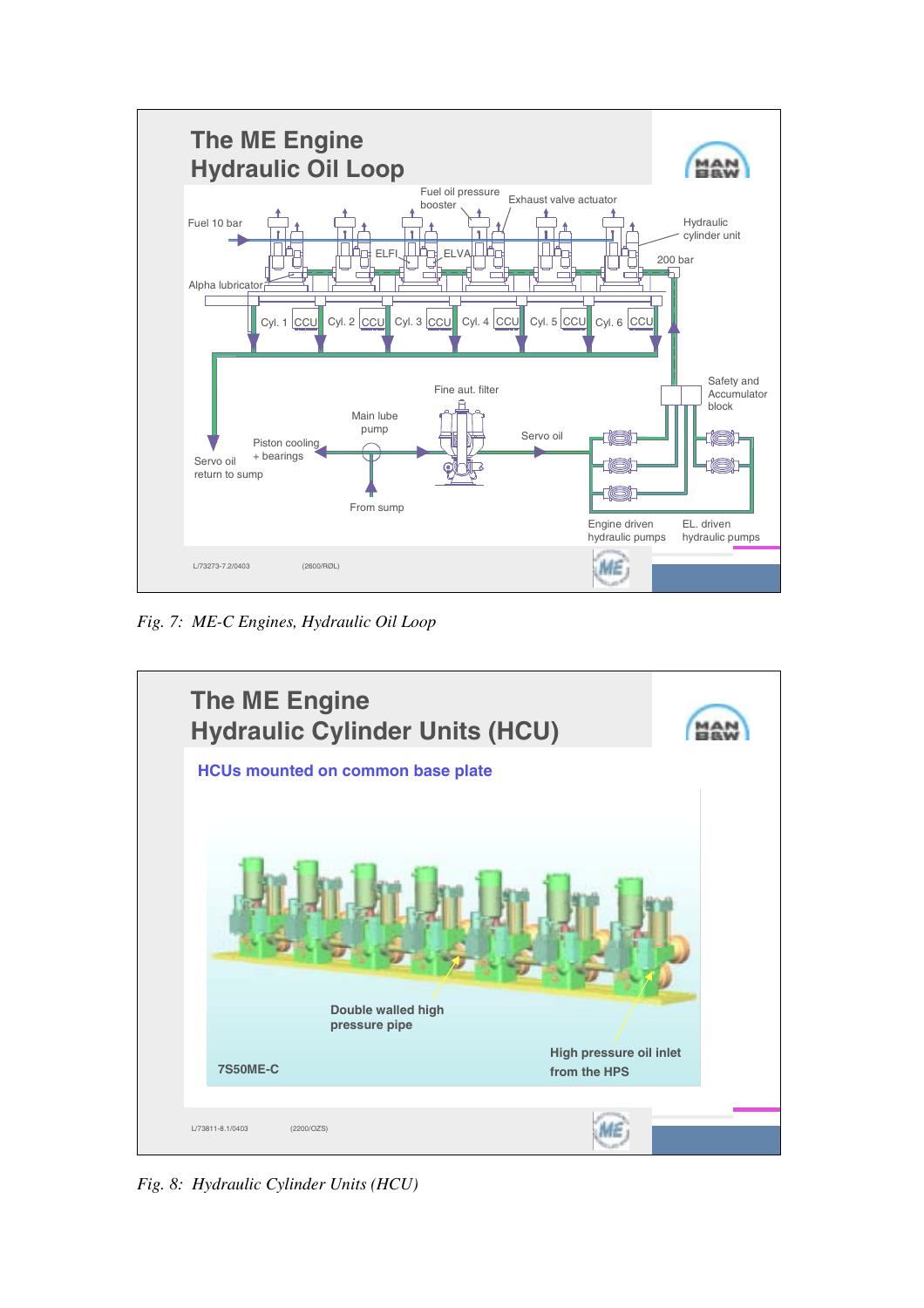## The ME Engine
## Hydraulic Oil Loop

Fuel oil pressure booster | Exhaust valve actuator | Fuel 10 bar | Hydraulic cylinder unit | ELFI | ELVA | 200 bar | Alpha lubricator | Cyl. 1 | CCU | Cyl. 2 | CCU | Cyl. 3 | CCU | Cyl. 4 | CCU | Cyl. 5 | CCU | Cyl. 6 | CCU | Safety and Accumulator block | Fine aut. filter | Main lube pump | Piston cooling + bearings | Servo oil | Servo oil return to sump | From sump | Engine driven hydraulic pumps | EL. driven hydraulic pumps

L/73273-7.2/0403 (2600/RØL)

*Fig. 7: ME-C Engines, Hydraulic Oil Loop*

## The ME Engine
## Hydraulic Cylinder Units (HCU)

**HCUs mounted on common base plate**

**Double walled high pressure pipe**

**High pressure oil inlet from the HPS**

**7S50ME-C**

L/73811-8.1/0403 (2200/OZS)

*Fig. 8: Hydraulic Cylinder Units (HCU)*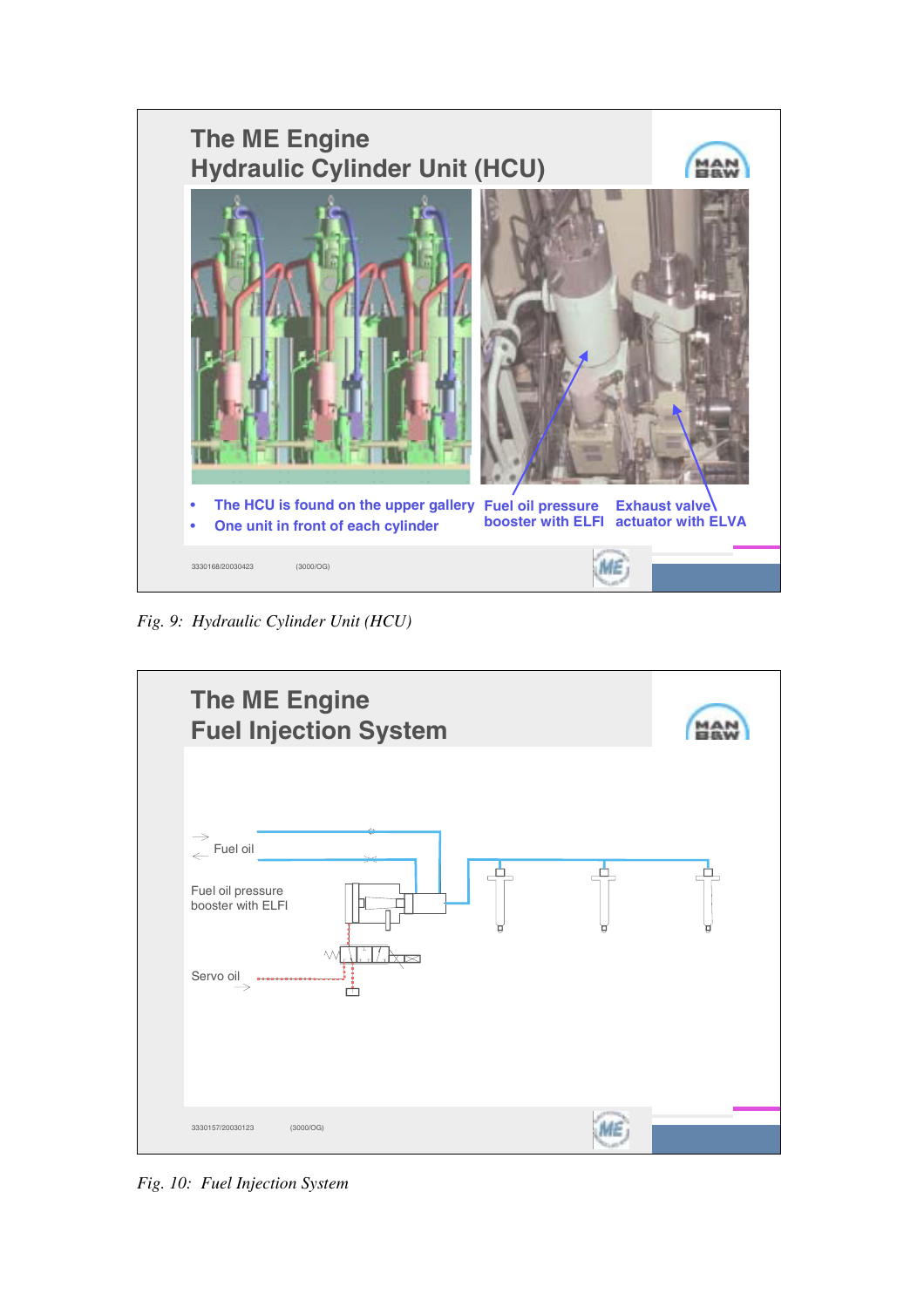## The ME Engine
## Hydraulic Cylinder Unit (HCU)

- The HCU is found on the upper gallery
- One unit in front of each cylinder

Fuel oil pressure booster with ELFI

Exhaust valve actuator with ELVA

3330168/20030423 (3000/OG)

*Fig. 9: Hydraulic Cylinder Unit (HCU)*

## The ME Engine
## Fuel Injection System

Fuel oil

Fuel oil pressure booster with ELFI

Servo oil

3330157/20030123 (3000/OG)

*Fig. 10: Fuel Injection System*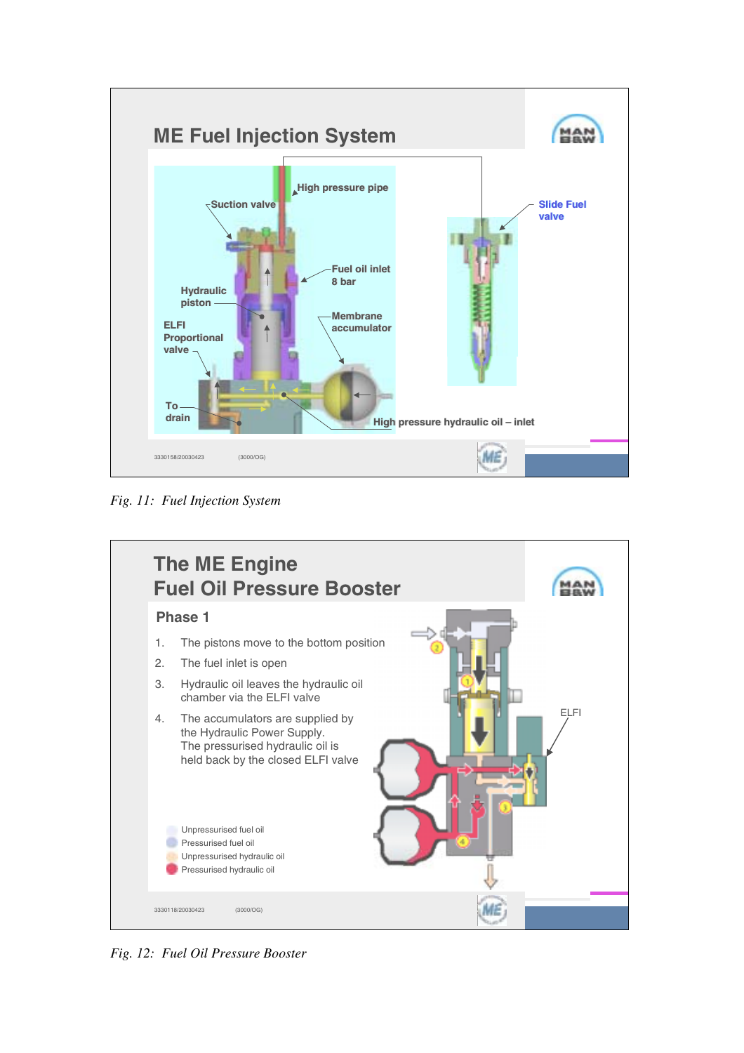## ME Fuel Injection System

High pressure pipe

Suction valve

Slide Fuel valve

Fuel oil inlet 8 bar

Hydraulic piston

Membrane accumulator

ELFI Proportional valve

To drain

High pressure hydraulic oil – inlet

*Fig. 11: Fuel Injection System*

## The ME Engine Fuel Oil Pressure Booster

### Phase 1

1. The pistons move to the bottom position
2. The fuel inlet is open
3. Hydraulic oil leaves the hydraulic oil chamber via the ELFI valve
4. The accumulators are supplied by the Hydraulic Power Supply. The pressurised hydraulic oil is held back by the closed ELFI valve

ELFI

- Unpressurised fuel oil
- Pressurised fuel oil
- Unpressurised hydraulic oil
- Pressurised hydraulic oil

*Fig. 12: Fuel Oil Pressure Booster*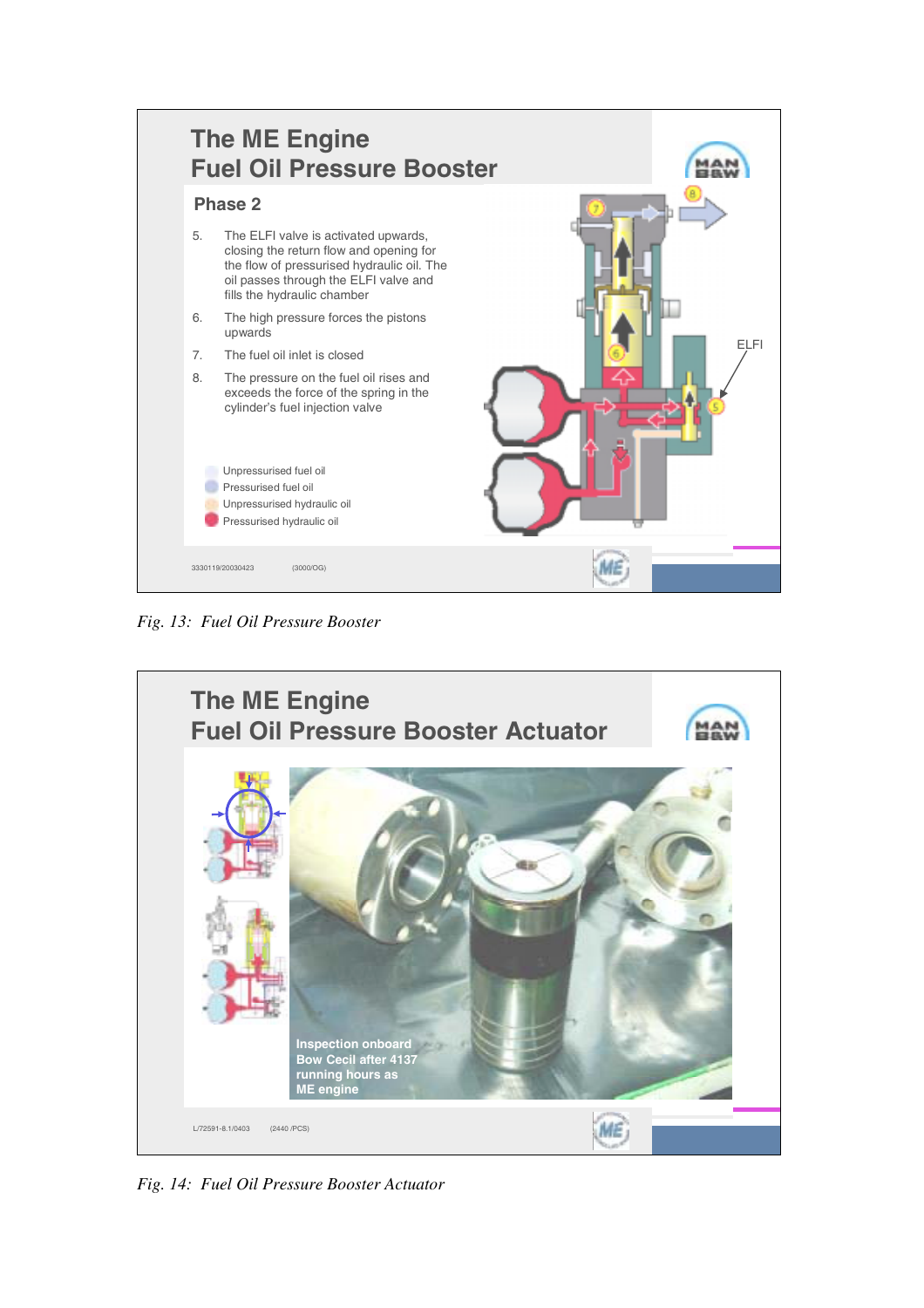## The ME Engine
## Fuel Oil Pressure Booster

### Phase 2

5. The ELFI valve is activated upwards, closing the return flow and opening for the flow of pressurised hydraulic oil. The oil passes through the ELFI valve and fills the hydraulic chamber
6. The high pressure forces the pistons upwards
7. The fuel oil inlet is closed
8. The pressure on the fuel oil rises and exceeds the force of the spring in the cylinder's fuel injection valve

- Unpressurised fuel oil
- Pressurised fuel oil
- Unpressurised hydraulic oil
- Pressurised hydraulic oil

ELFI

3330119/20030423 (3000/OG)

*Fig. 13: Fuel Oil Pressure Booster*

## The ME Engine
## Fuel Oil Pressure Booster Actuator

Inspection onboard Bow Cecil after 4137 running hours as ME engine

L/72591-8.1/0403 (2440 /PCS)

*Fig. 14: Fuel Oil Pressure Booster Actuator*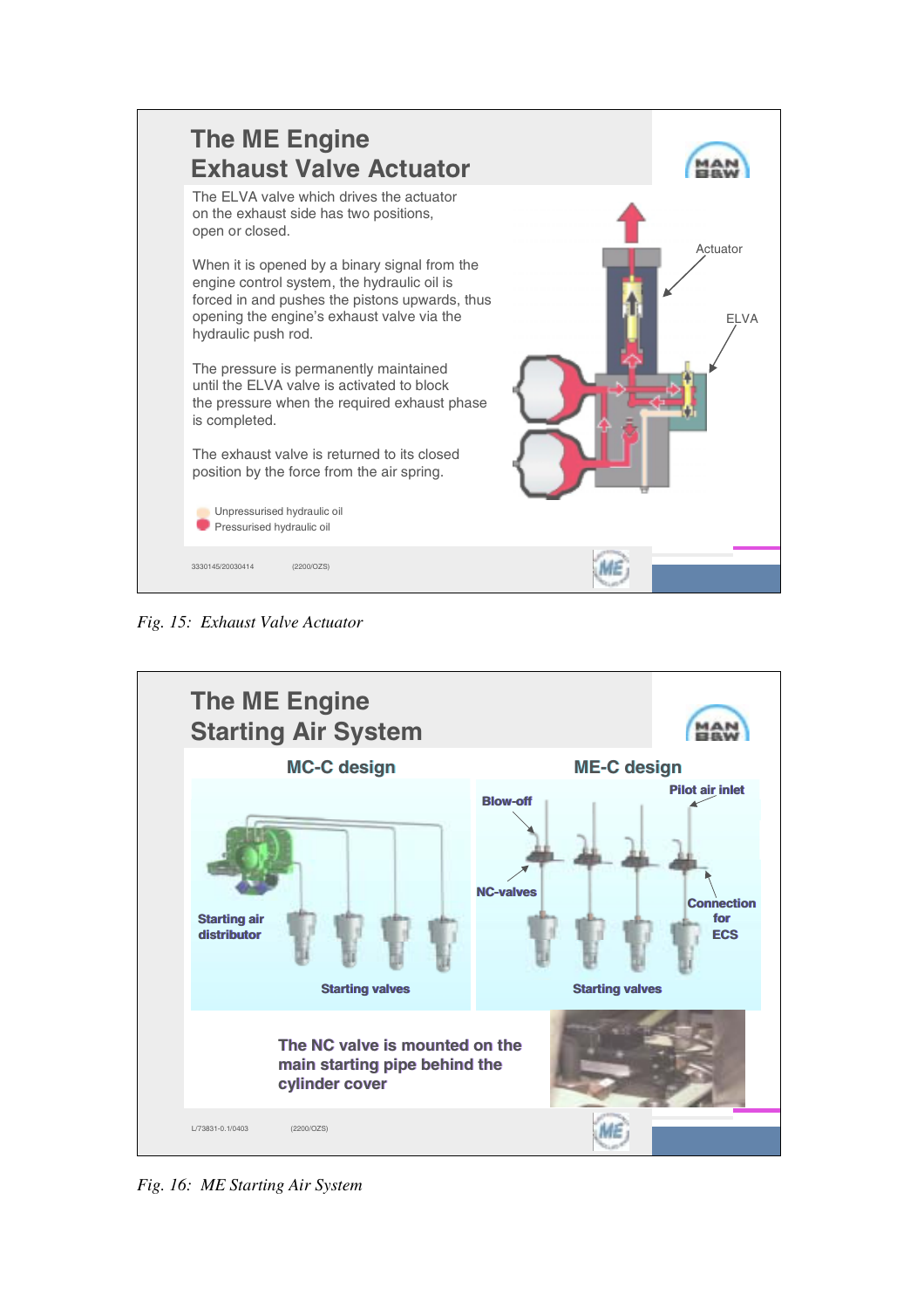## The ME Engine
## Exhaust Valve Actuator

The ELVA valve which drives the actuator on the exhaust side has two positions, open or closed.

When it is opened by a binary signal from the engine control system, the hydraulic oil is forced in and pushes the pistons upwards, thus opening the engine's exhaust valve via the hydraulic push rod.

The pressure is permanently maintained until the ELVA valve is activated to block the pressure when the required exhaust phase is completed.

The exhaust valve is returned to its closed position by the force from the air spring.

- Unpressurised hydraulic oil
- Pressurised hydraulic oil

Actuator

ELVA

3330145/20030414 (2200/OZS)

*Fig. 15: Exhaust Valve Actuator*

## The ME Engine
## Starting Air System

**MC-C design**

**Starting air distributor**

**Starting valves**

**ME-C design**

**Blow-off**

**Pilot air inlet**

**NC-valves**

**Connection for ECS**

**Starting valves**

**The NC valve is mounted on the main starting pipe behind the cylinder cover**

L/73831-0.1/0403 (2200/OZS)

*Fig. 16: ME Starting Air System*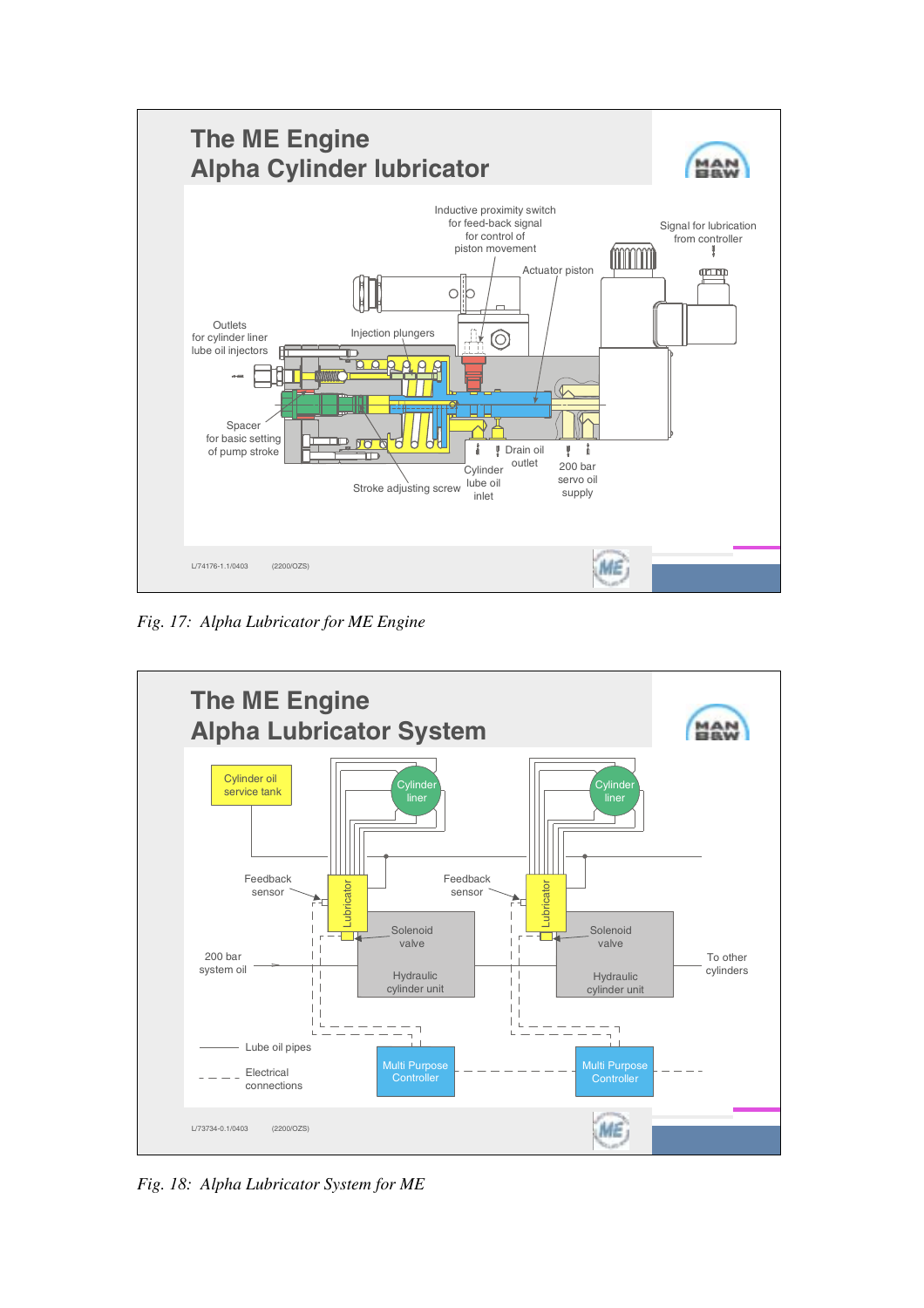## The ME Engine Alpha Cylinder lubricator

Inductive proximity switch for feed-back signal for control of piston movement

Signal for lubrication from controller

Actuator piston

Outlets for cylinder liner lube oil injectors

Injection plungers

Spacer for basic setting of pump stroke

Drain oil outlet

Cylinder lube oil inlet

200 bar servo oil supply

Stroke adjusting screw

L/74176-1.1/0403 (2200/OZS)

*Fig. 17: Alpha Lubricator for ME Engine*

## The ME Engine Alpha Lubricator System

Cylinder oil service tank

Cylinder liner

Cylinder liner

Feedback sensor

Feedback sensor

Lubricator

Lubricator

Solenoid valve

Solenoid valve

200 bar system oil

Hydraulic cylinder unit

Hydraulic cylinder unit

To other cylinders

Lube oil pipes

Electrical connections

Multi Purpose Controller

Multi Purpose Controller

L/73734-0.1/0403 (2200/OZS)

*Fig. 18: Alpha Lubricator System for ME*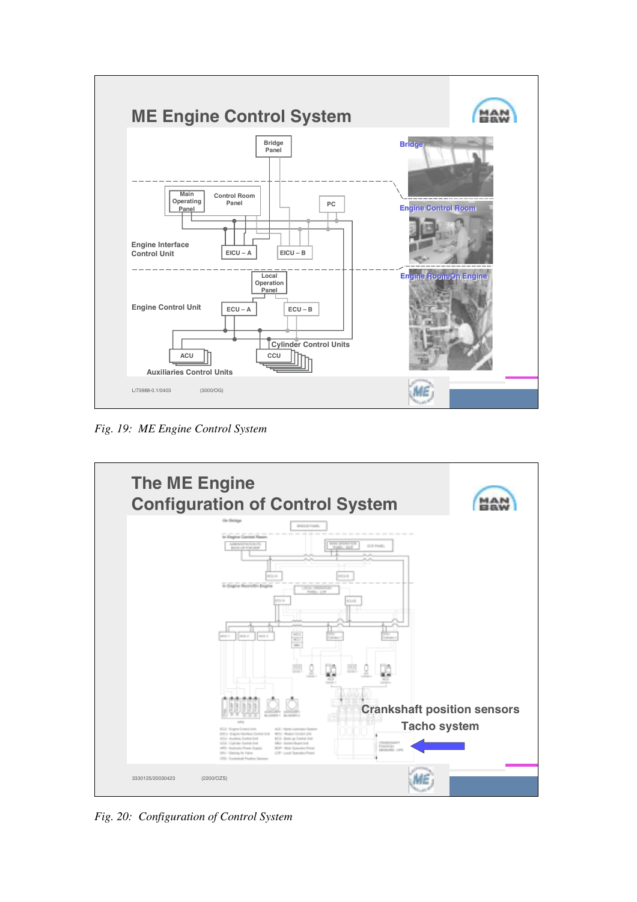# ME Engine Control System

Bridge Panel

Main Operating Panel | Control Room Panel | PC

Engine Interface Control Unit: EICU – A, EICU – B

Local Operation Panel

Engine Control Unit: ECU – A, ECU – B

ACU — Auxiliaries Control Units

CCU — Cylinder Control Units

Bridge

Engine Control Room

Engine Room/On Engine

L/73988-0.1/0403 (3000/OG)

*Fig. 19: ME Engine Control System*

# The ME Engine Configuration of Control System

Crankshaft position sensors

Tacho system

3330125/20030423 (2200/OZS)

*Fig. 20: Configuration of Control System*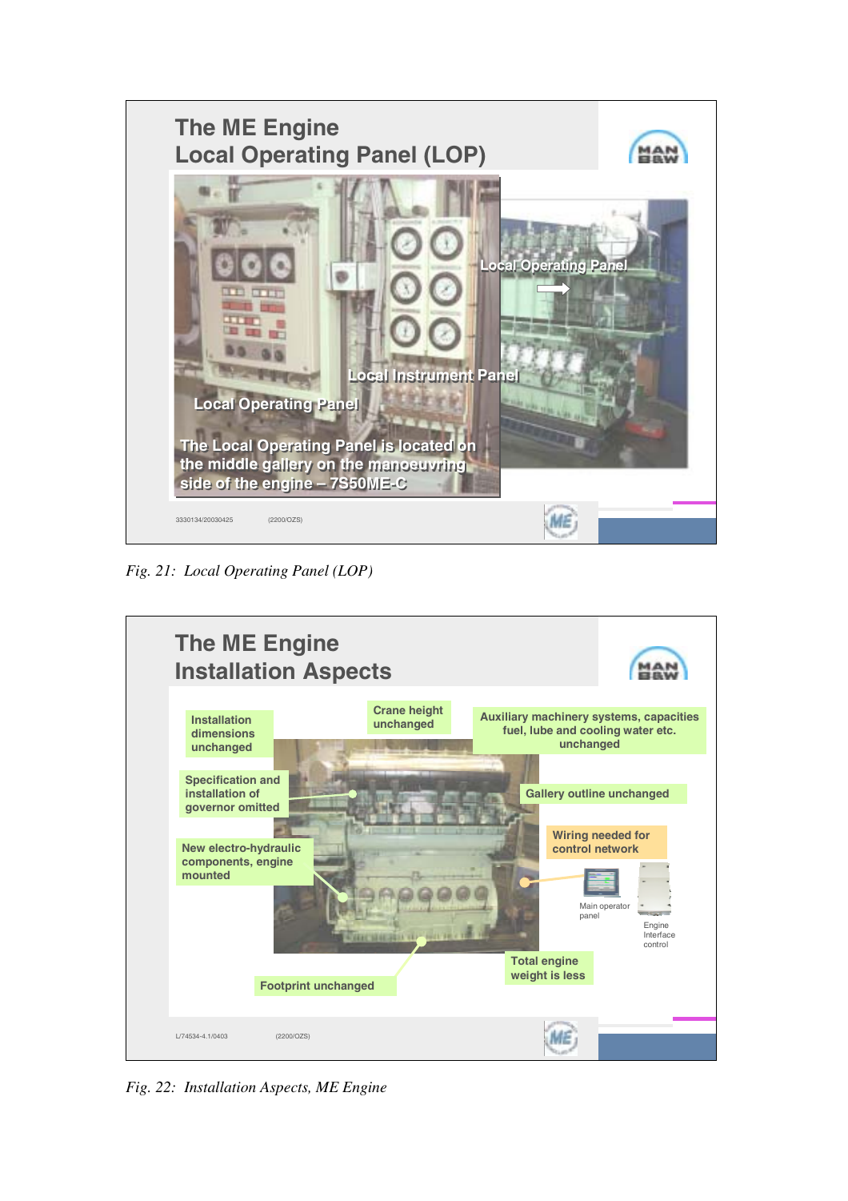## The ME Engine
## Local Operating Panel (LOP)

Local Operating Panel

Local Instrument Panel

Local Operating Panel

The Local Operating Panel is located on the middle gallery on the manoeuvring side of the engine – 7S50ME-C

3330134/20030425 (2200/OZS)

*Fig. 21: Local Operating Panel (LOP)*

## The ME Engine
## Installation Aspects

- Installation dimensions unchanged
- Crane height unchanged
- Auxiliary machinery systems, capacities fuel, lube and cooling water etc. unchanged
- Specification and installation of governor omitted
- Gallery outline unchanged
- Wiring needed for control network
- New electro-hydraulic components, engine mounted
- Main operator panel
- Engine Interface control
- Total engine weight is less
- Footprint unchanged

L/74534-4.1/0403 (2200/OZS)

*Fig. 22: Installation Aspects, ME Engine*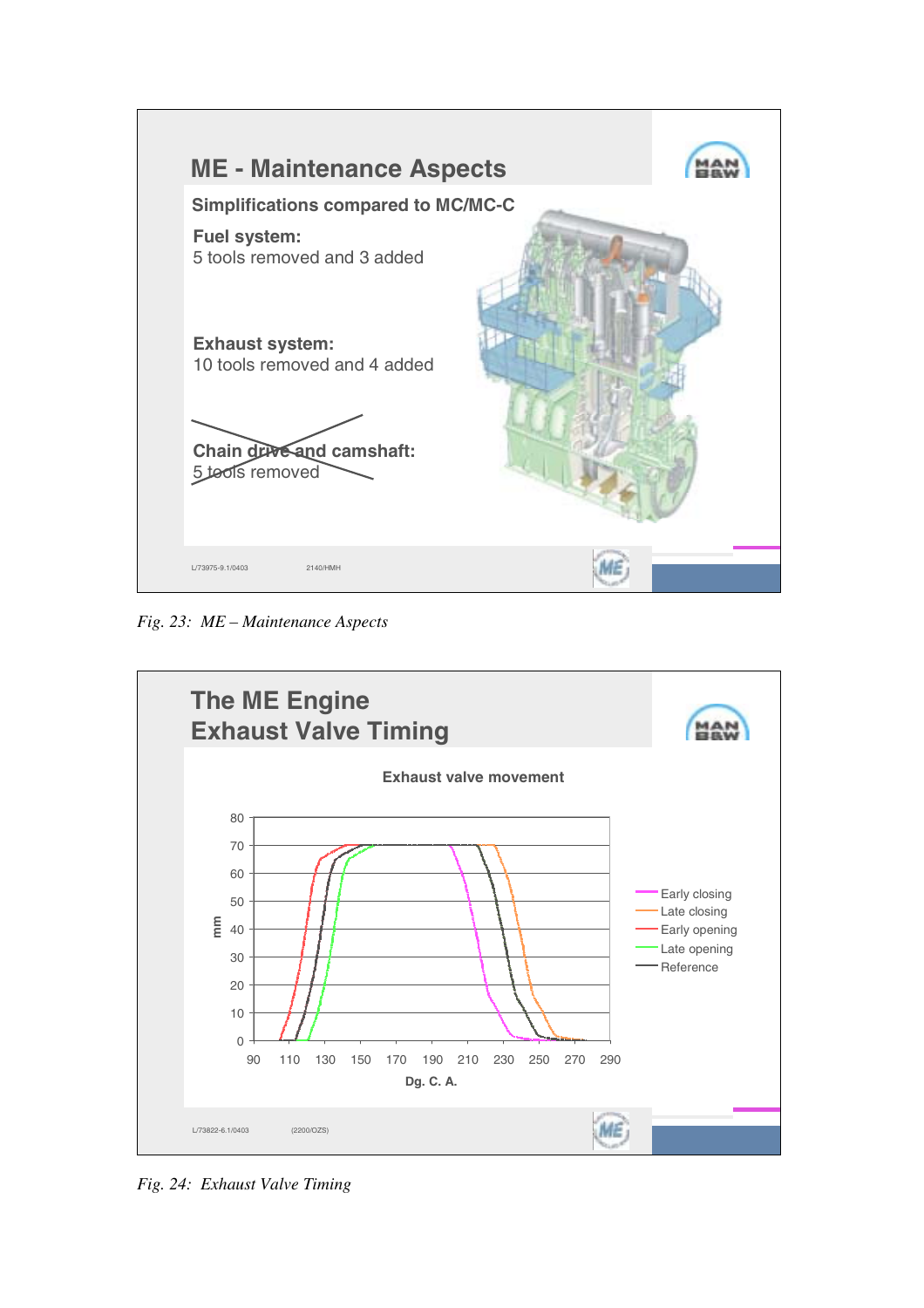## ME - Maintenance Aspects

**Simplifications compared to MC/MC-C**

**Fuel system:**
5 tools removed and 3 added

**Exhaust system:**
10 tools removed and 4 added

~~**Chain drive and camshaft:**
5 tools removed~~

L/73975-9.1/0403 2140/HMH

*Fig. 23: ME – Maintenance Aspects*

## The ME Engine
## Exhaust Valve Timing

**Exhaust valve movement**

Legend: Early closing, Late closing, Early opening, Late opening, Reference

Y-axis: mm (0–80); X-axis: Dg. C. A. (90–290)

L/73822-6.1/0403 (2200/OZS)

*Fig. 24: Exhaust Valve Timing*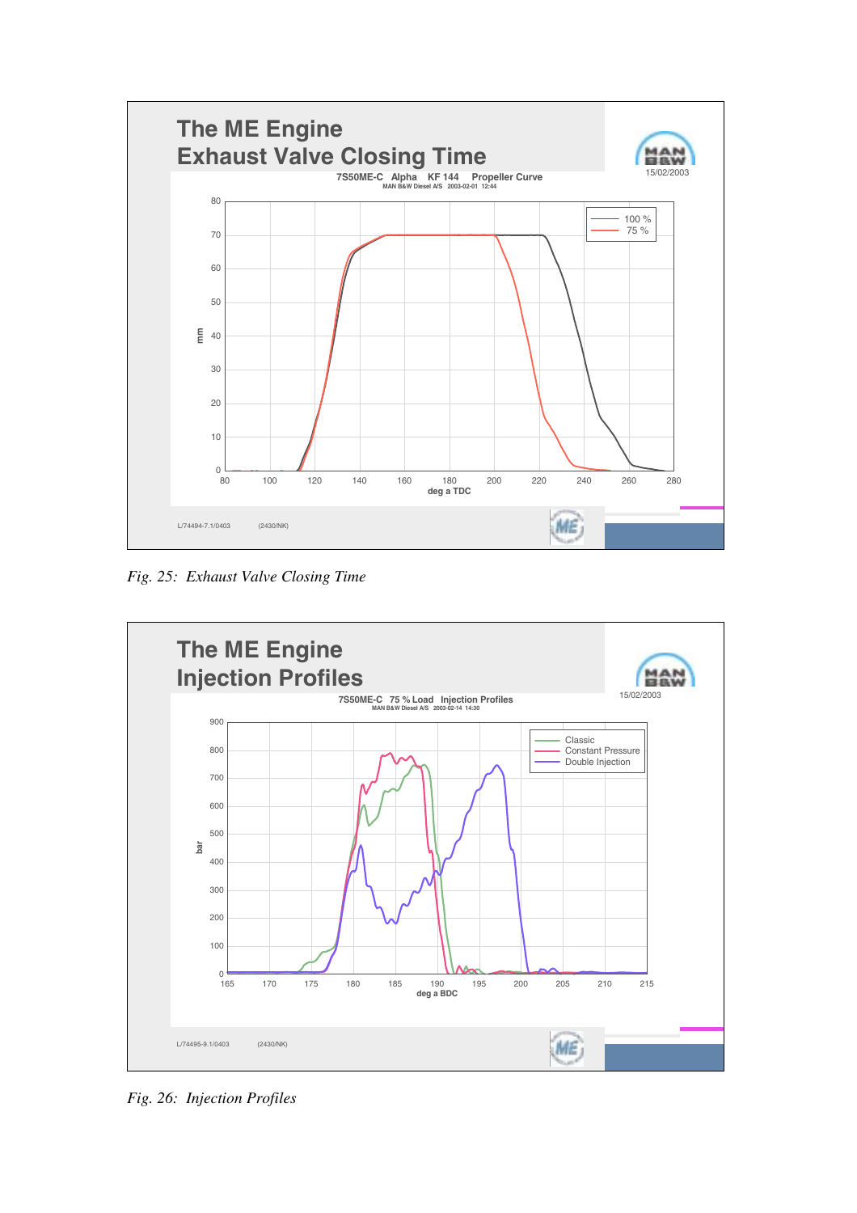## The ME Engine
## Exhaust Valve Closing Time

7S50ME-C Alpha KF 144 Propeller Curve
MAN B&W Diesel A/S 2003-02-01 12:44

15/02/2003

L/74494-7.1/0403 (2430/NK)

*Fig. 25: Exhaust Valve Closing Time*

## The ME Engine
## Injection Profiles

7S50ME-C 75 % Load Injection Profiles
MAN B&W Diesel A/S 2003-02-14 14:30

15/02/2003

L/74495-9.1/0403 (2430/NK)

*Fig. 26: Injection Profiles*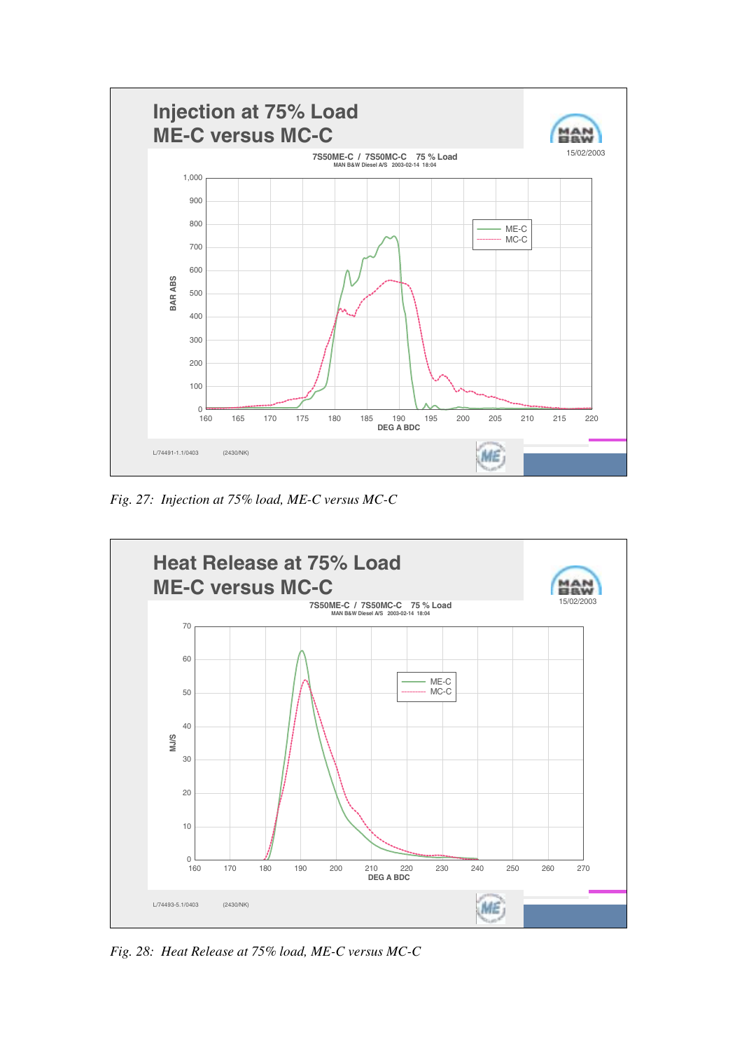Fig. 27: *Injection at 75% load, ME-C versus MC-C*

Fig. 28: *Heat Release at 75% load, ME-C versus MC-C*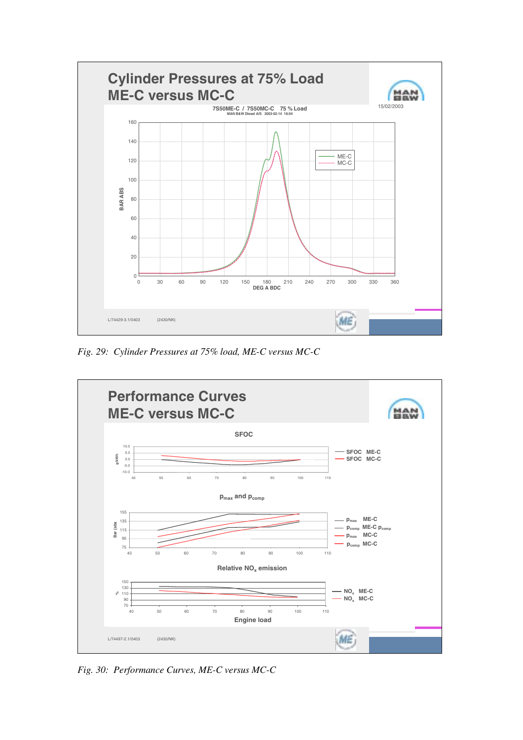# Cylinder Pressures at 75% Load
# ME-C versus MC-C

15/02/2003

7S50ME-C / 7S50MC-C 75 % Load

MAN B&W Diesel A/S 2003-02-14 18:04

BAR ABS vs DEG A BDC (ME-C, MC-C)

L/74429-3.1/0403 (2430/NK)

*Fig. 29: Cylinder Pressures at 75% load, ME-C versus MC-C*

# Performance Curves
# ME-C versus MC-C

SFOC

SFOC ME-C
SFOC MC-C

$p_{max}$ and $p_{comp}$

$p_{max}$ ME-C
$p_{comp}$ ME-C $p_{comp}$
$p_{max}$ MC-C
$p_{comp}$ MC-C

Relative $NO_x$ emission

$NO_x$ ME-C
$NO_x$ MC-C

Engine load

L/74497-2.1/0403 (2430/NK)

*Fig. 30: Performance Curves, ME-C versus MC-C*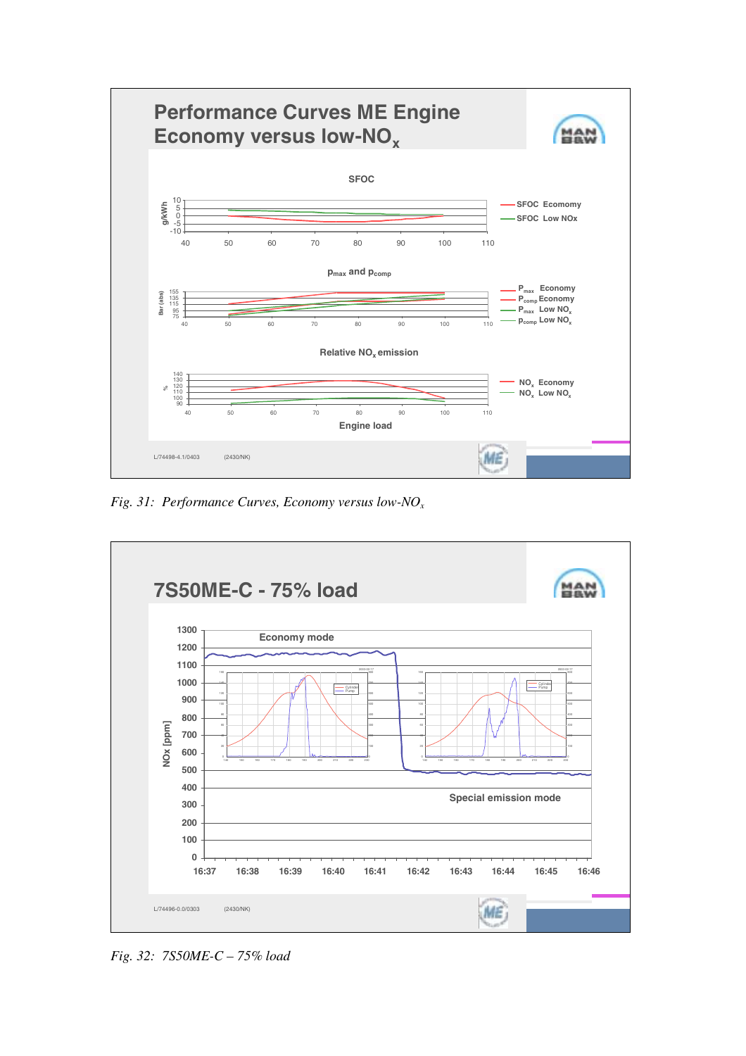Fig. 31: Performance Curves, Economy versus low-$NO_x$

Fig. 32: 7S50ME-C – 75% load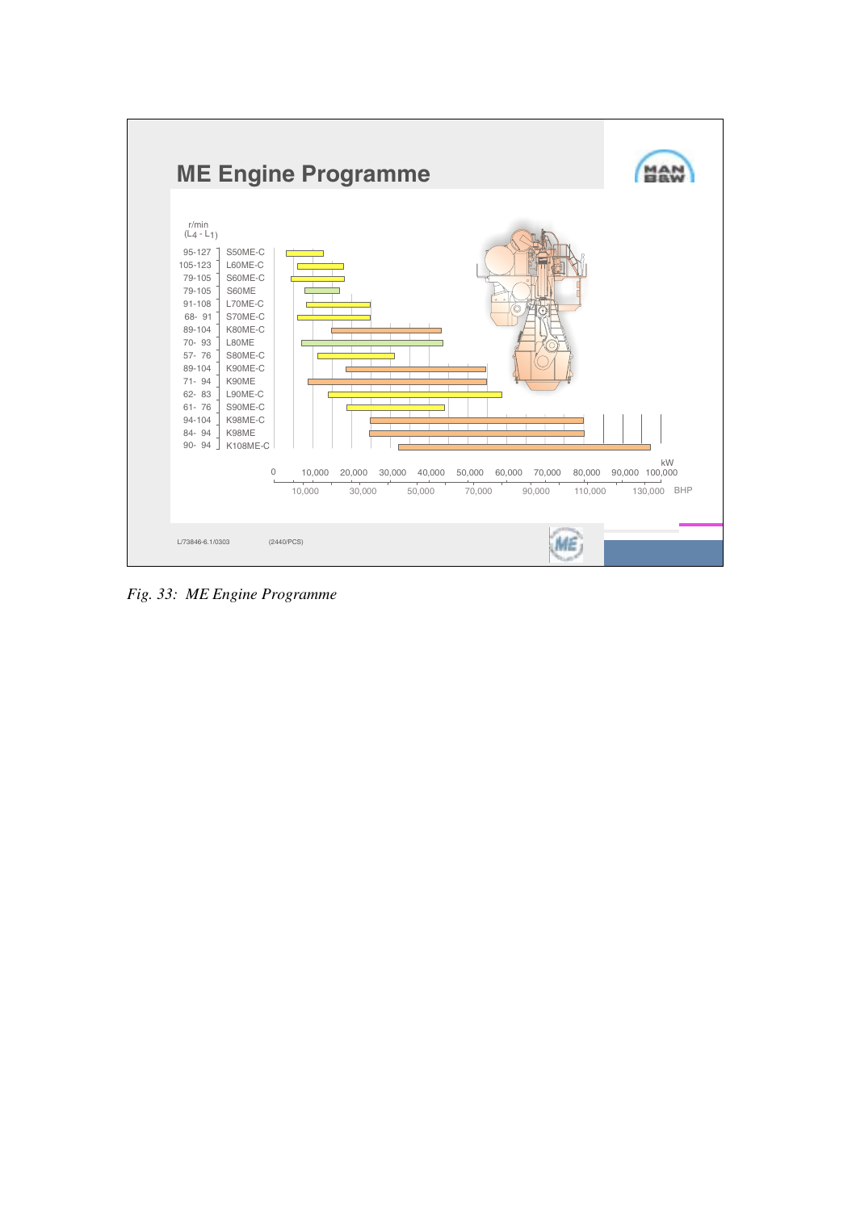## ME Engine Programme

r/min
($L_4$ - $L_1$)

95-127 S50ME-C
105-123 L60ME-C
79-105 S60ME-C
79-105 S60ME
91-108 L70ME-C
68- 91 S70ME-C
89-104 K80ME-C
70- 93 L80ME
57- 76 S80ME-C
89-104 K90ME-C
71- 94 K90ME
62- 83 L90ME-C
61- 76 S90ME-C
94-104 K98ME-C
84- 94 K98ME
90- 94 K108ME-C

kW
0 10,000 20,000 30,000 40,000 50,000 60,000 70,000 80,000 90,000 100,000

BHP
10,000 30,000 50,000 70,000 90,000 110,000 130,000

L/73846-6.1/0303 (2440/PCS)

*Fig. 33: ME Engine Programme*